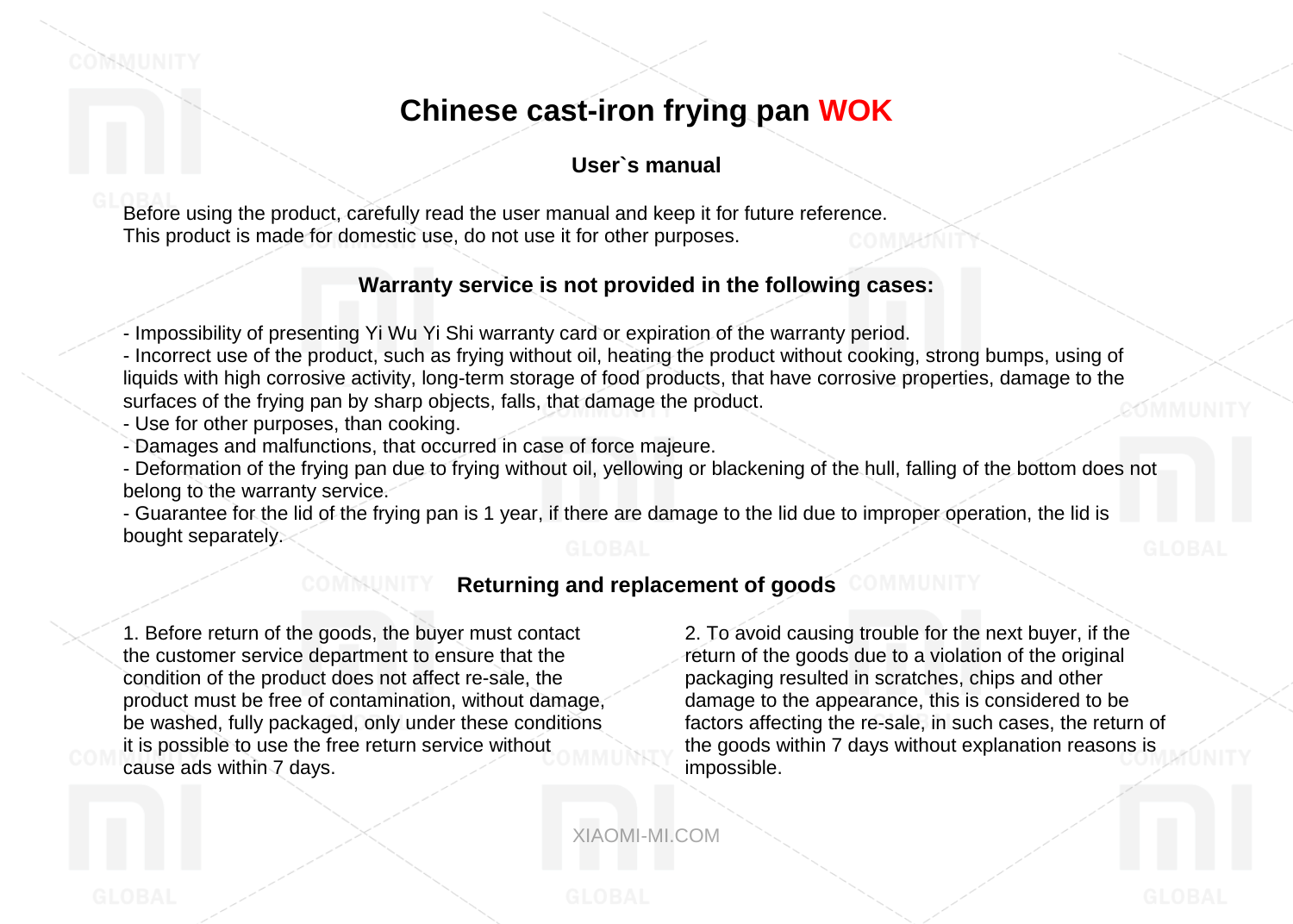# Chinese cast-iron frying pan WOK

## User`s manual

Before using the product, carefully read the user manual and keep it for future reference.
This product is made for domestic use, do not use it for other purposes.

## Warranty service is not provided in the following cases:

- Impossibility of presenting Yi Wu Yi Shi warranty card or expiration of the warranty period.
- Incorrect use of the product, such as frying without oil, heating the product without cooking, strong bumps, using of liquids with high corrosive activity, long-term storage of food products, that have corrosive properties, damage to the surfaces of the frying pan by sharp objects, falls, that damage the product.
- Use for other purposes, than cooking.
- Damages and malfunctions, that occurred in case of force majeure.
- Deformation of the frying pan due to frying without oil, yellowing or blackening of the hull, falling of the bottom does not belong to the warranty service.
- Guarantee for the lid of the frying pan is 1 year, if there are damage to the lid due to improper operation, the lid is bought separately.

## Returning and replacement of goods

1. Before return of the goods, the buyer must contact the customer service department to ensure that the condition of the product does not affect re-sale, the product must be free of contamination, without damage, be washed, fully packaged, only under these conditions it is possible to use the free return service without cause ads within 7 days.

2. To avoid causing trouble for the next buyer, if the return of the goods due to a violation of the original packaging resulted in scratches, chips and other damage to the appearance, this is considered to be factors affecting the re-sale, in such cases, the return of the goods within 7 days without explanation reasons is impossible.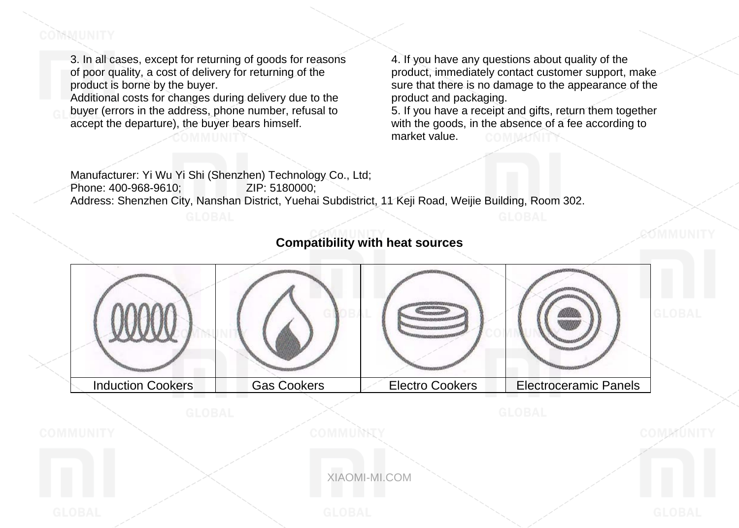3. In all cases, except for returning of goods for reasons of poor quality, a cost of delivery for returning of the product is borne by the buyer.
Additional costs for changes during delivery due to the buyer (errors in the address, phone number, refusal to accept the departure), the buyer bears himself.

4. If you have any questions about quality of the product, immediately contact customer support, make sure that there is no damage to the appearance of the product and packaging.
5. If you have a receipt and gifts, return them together with the goods, in the absence of a fee according to market value.

Manufacturer: Yi Wu Yi Shi (Shenzhen) Technology Co., Ltd;
Phone: 400-968-9610; ZIP: 5180000;
Address: Shenzhen City, Nanshan District, Yuehai Subdistrict, 11 Keji Road, Weijie Building, Room 302.

**Compatibility with heat sources**

| | | | |
|---|---|---|---|
| Induction Cookers | Gas Cookers | Electro Cookers | Electroceramic Panels |

XIAOMI-MI.COM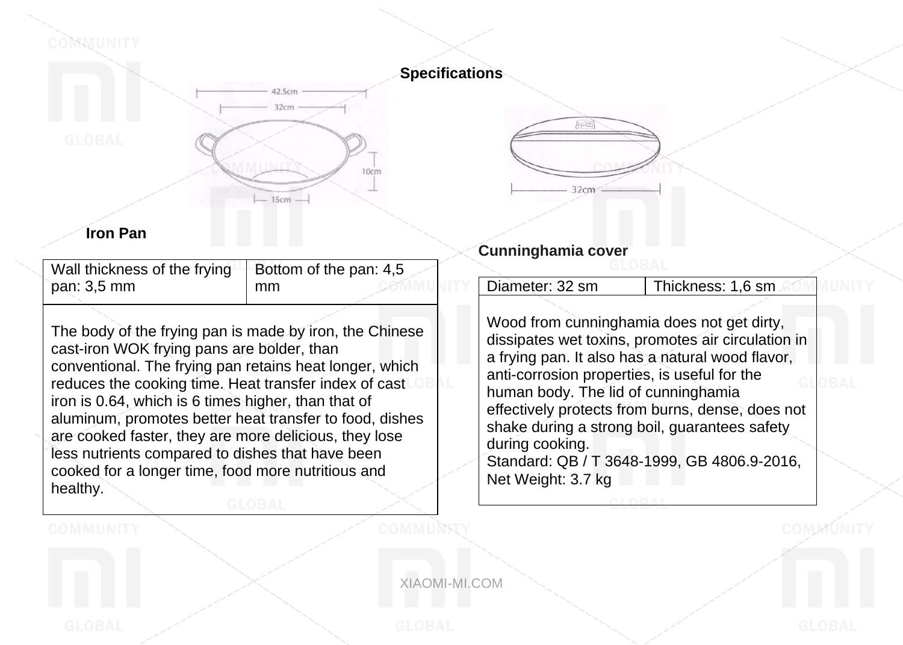## Specifications

### Iron Pan

| Wall thickness of the frying pan: 3,5 mm | Bottom of the pan: 4,5 mm |
|---|---|
| The body of the frying pan is made by iron, the Chinese cast-iron WOK frying pans are bolder, than conventional. The frying pan retains heat longer, which reduces the cooking time. Heat transfer index of cast iron is 0.64, which is 6 times higher, than that of aluminum, promotes better heat transfer to food, dishes are cooked faster, they are more delicious, they lose less nutrients compared to dishes that have been cooked for a longer time, food more nutritious and healthy. | |

### Cunninghamia cover

| Diameter: 32 sm | Thickness: 1,6 sm |
|---|---|
| Wood from cunninghamia does not get dirty, dissipates wet toxins, promotes air circulation in a frying pan. It also has a natural wood flavor, anti-corrosion properties, is useful for the human body. The lid of cunninghamia effectively protects from burns, dense, does not shake during a strong boil, guarantees safety during cooking.<br>Standard: QB / T 3648-1999, GB 4806.9-2016,<br>Net Weight: 3.7 kg | |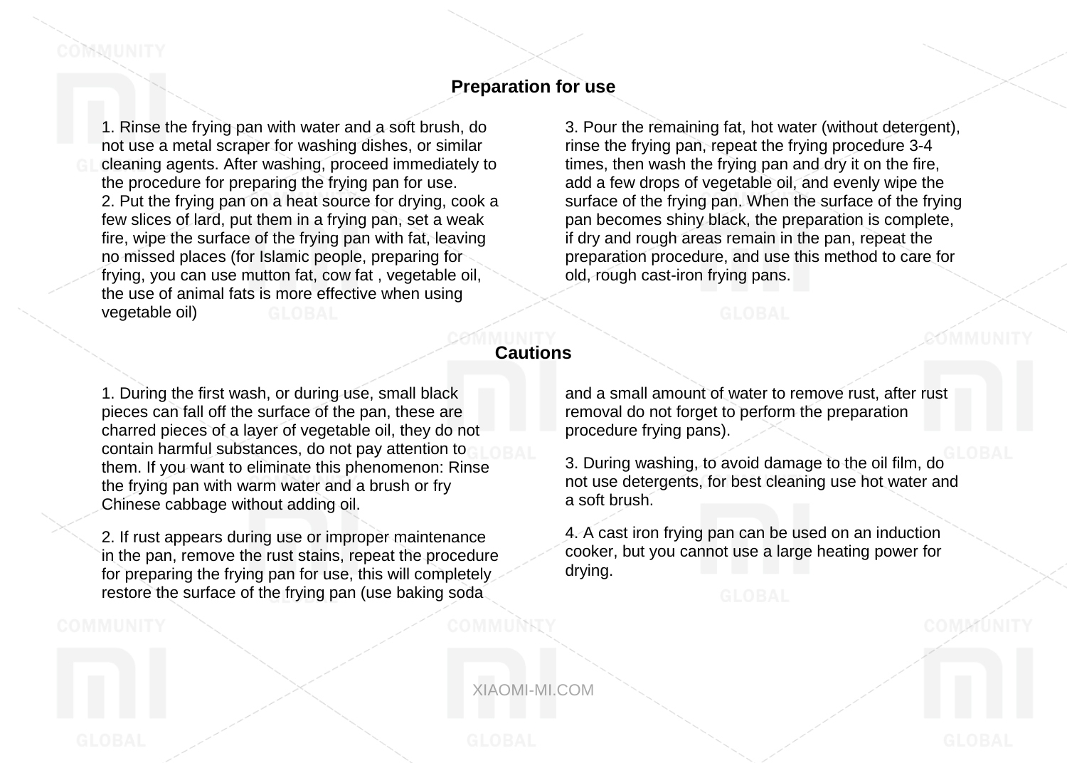## Preparation for use

1. Rinse the frying pan with water and a soft brush, do not use a metal scraper for washing dishes, or similar cleaning agents. After washing, proceed immediately to the procedure for preparing the frying pan for use.
2. Put the frying pan on a heat source for drying, cook a few slices of lard, put them in a frying pan, set a weak fire, wipe the surface of the frying pan with fat, leaving no missed places (for Islamic people, preparing for frying, you can use mutton fat, cow fat , vegetable oil, the use of animal fats is more effective when using vegetable oil)
3. Pour the remaining fat, hot water (without detergent), rinse the frying pan, repeat the frying procedure 3-4 times, then wash the frying pan and dry it on the fire, add a few drops of vegetable oil, and evenly wipe the surface of the frying pan. When the surface of the frying pan becomes shiny black, the preparation is complete, if dry and rough areas remain in the pan, repeat the preparation procedure, and use this method to care for old, rough cast-iron frying pans.

## Cautions

1. During the first wash, or during use, small black pieces can fall off the surface of the pan, these are charred pieces of a layer of vegetable oil, they do not contain harmful substances, do not pay attention to them. If you want to eliminate this phenomenon: Rinse the frying pan with warm water and a brush or fry Chinese cabbage without adding oil.

2. If rust appears during use or improper maintenance in the pan, remove the rust stains, repeat the procedure for preparing the frying pan for use, this will completely restore the surface of the frying pan (use baking soda and a small amount of water to remove rust, after rust removal do not forget to perform the preparation procedure frying pans).

3. During washing, to avoid damage to the oil film, do not use detergents, for best cleaning use hot water and a soft brush.

4. A cast iron frying pan can be used on an induction cooker, but you cannot use a large heating power for drying.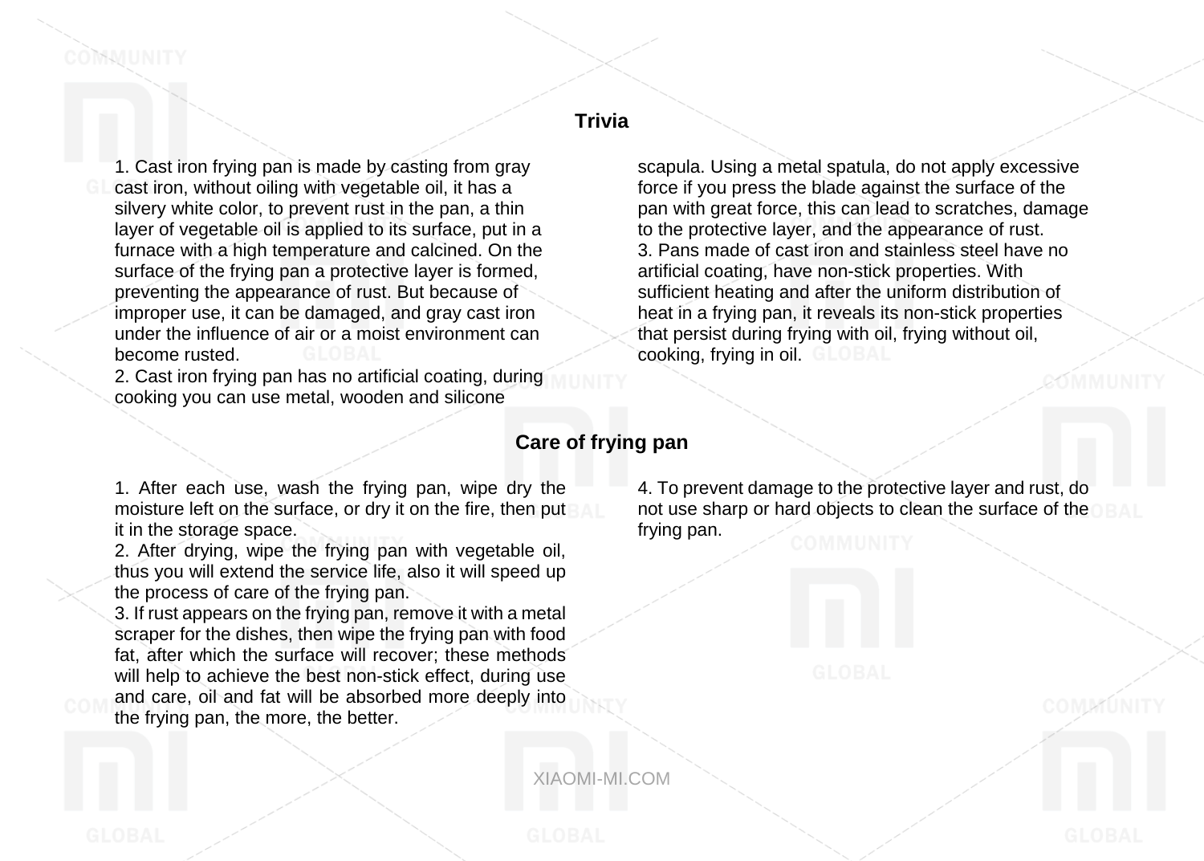## Trivia

1. Cast iron frying pan is made by casting from gray cast iron, without oiling with vegetable oil, it has a silvery white color, to prevent rust in the pan, a thin layer of vegetable oil is applied to its surface, put in a furnace with a high temperature and calcined. On the surface of the frying pan a protective layer is formed, preventing the appearance of rust. But because of improper use, it can be damaged, and gray cast iron under the influence of air or a moist environment can become rusted.
2. Cast iron frying pan has no artificial coating, during cooking you can use metal, wooden and silicone scapula. Using a metal spatula, do not apply excessive force if you press the blade against the surface of the pan with great force, this can lead to scratches, damage to the protective layer, and the appearance of rust.
3. Pans made of cast iron and stainless steel have no artificial coating, have non-stick properties. With sufficient heating and after the uniform distribution of heat in a frying pan, it reveals its non-stick properties that persist during frying with oil, frying without oil, cooking, frying in oil.

## Care of frying pan

1. After each use, wash the frying pan, wipe dry the moisture left on the surface, or dry it on the fire, then put it in the storage space.
2. After drying, wipe the frying pan with vegetable oil, thus you will extend the service life, also it will speed up the process of care of the frying pan.
3. If rust appears on the frying pan, remove it with a metal scraper for the dishes, then wipe the frying pan with food fat, after which the surface will recover; these methods will help to achieve the best non-stick effect, during use and care, oil and fat will be absorbed more deeply into the frying pan, the more, the better.
4. To prevent damage to the protective layer and rust, do not use sharp or hard objects to clean the surface of the frying pan.